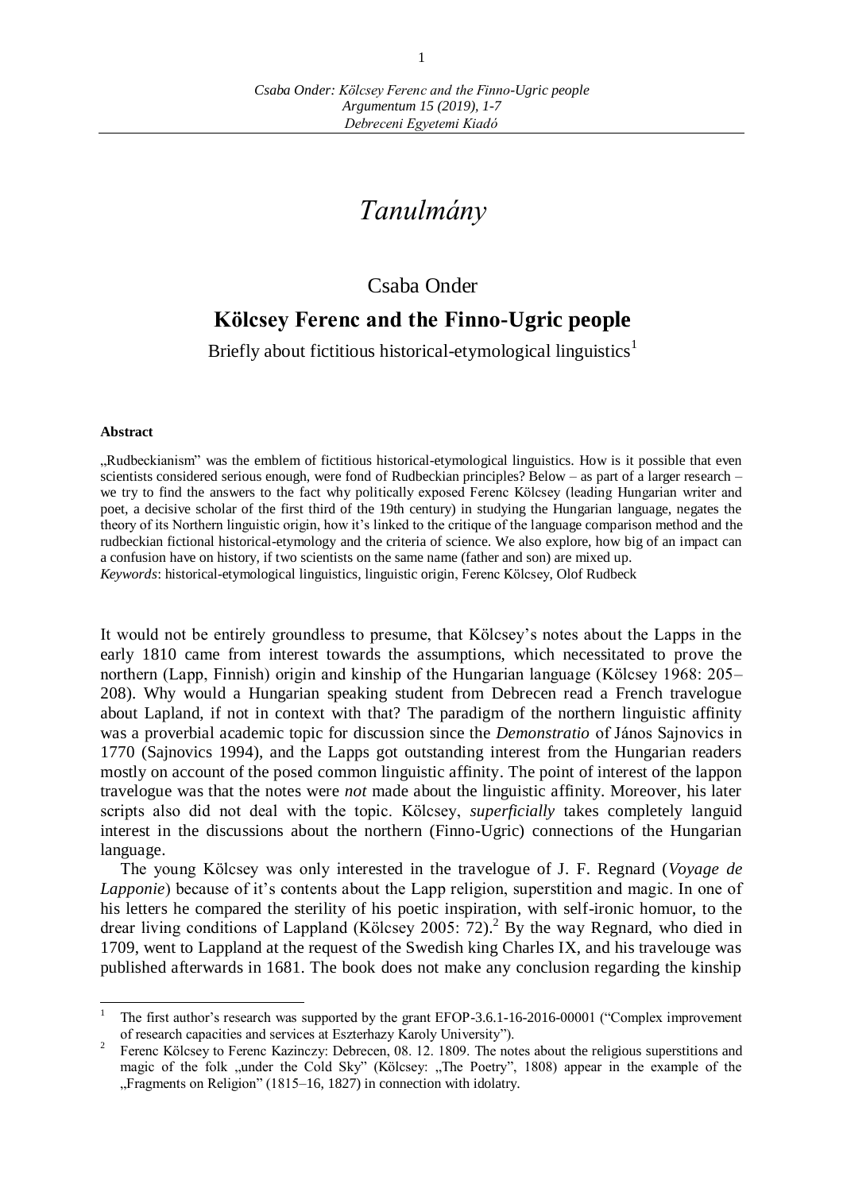# *Tanulmány*

Csaba Onder

## Kölcsey Ferenc and the Finno-Ugric people

Briefly about fictitious historical-etymological linguistics[1]

**Abstract**

„Rudbeckianism" was the emblem of fictitious historical-etymological linguistics. How is it possible that even scientists considered serious enough, were fond of Rudbeckian principles? Below – as part of a larger research – we try to find the answers to the fact why politically exposed Ferenc Kölcsey (leading Hungarian writer and poet, a decisive scholar of the first third of the 19th century) in studying the Hungarian language, negates the theory of its Northern linguistic origin, how it's linked to the critique of the language comparison method and the rudbeckian fictional historical-etymology and the criteria of science. We also explore, how big of an impact can a confusion have on history, if two scientists on the same name (father and son) are mixed up.

*Keywords*: historical-etymological linguistics, linguistic origin, Ferenc Kölcsey, Olof Rudbeck

It would not be entirely groundless to presume, that Kölcsey's notes about the Lapps in the early 1810 came from interest towards the assumptions, which necessitated to prove the northern (Lapp, Finnish) origin and kinship of the Hungarian language (Kölcsey 1968: 205–208). Why would a Hungarian speaking student from Debrecen read a French travelogue about Lapland, if not in context with that? The paradigm of the northern linguistic affinity was a proverbial academic topic for discussion since the *Demonstratio* of János Sajnovics in 1770 (Sajnovics 1994), and the Lapps got outstanding interest from the Hungarian readers mostly on account of the posed common linguistic affinity. The point of interest of the lappon travelogue was that the notes were *not* made about the linguistic affinity. Moreover, his later scripts also did not deal with the topic. Kölcsey, *superficially* takes completely languid interest in the discussions about the northern (Finno-Ugric) connections of the Hungarian language.

The young Kölcsey was only interested in the travelogue of J. F. Regnard (*Voyage de Lapponie*) because of it's contents about the Lapp religion, superstition and magic. In one of his letters he compared the sterility of his poetic inspiration, with self-ironic homuor, to the drear living conditions of Lappland (Kölcsey 2005: 72).[2] By the way Regnard, who died in 1709, went to Lappland at the request of the Swedish king Charles IX, and his travelouge was published afterwards in 1681. The book does not make any conclusion regarding the kinship

---

[1] The first author's research was supported by the grant EFOP-3.6.1-16-2016-00001 ("Complex improvement of research capacities and services at Eszterhazy Karoly University").

[2] Ferenc Kölcsey to Ferenc Kazinczy: Debrecen, 08. 12. 1809. The notes about the religious superstitions and magic of the folk „under the Cold Sky" (Kölcsey: „The Poetry", 1808) appear in the example of the „Fragments on Religion" (1815–16, 1827) in connection with idolatry.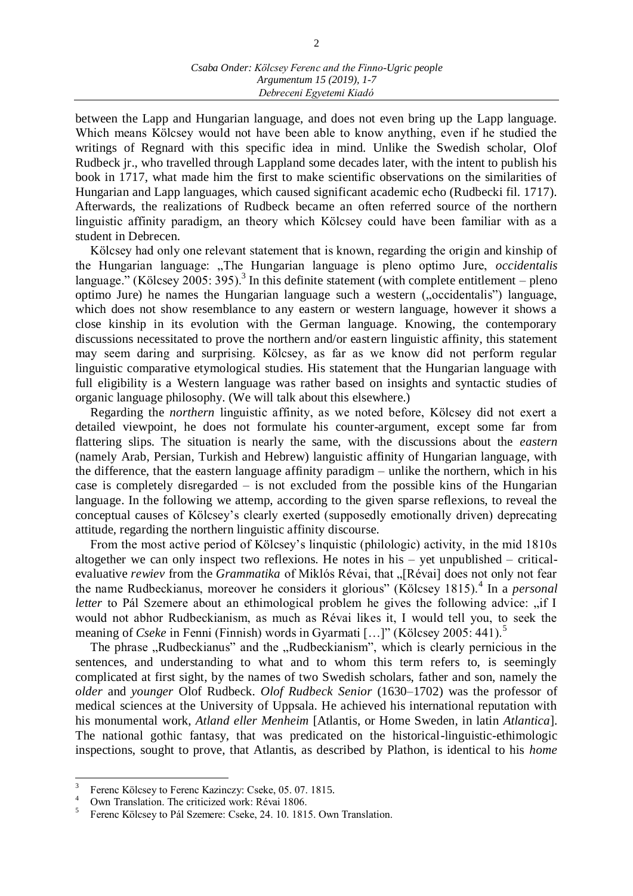between the Lapp and Hungarian language, and does not even bring up the Lapp language. Which means Kölcsey would not have been able to know anything, even if he studied the writings of Regnard with this specific idea in mind. Unlike the Swedish scholar, Olof Rudbeck jr., who travelled through Lappland some decades later, with the intent to publish his book in 1717, what made him the first to make scientific observations on the similarities of Hungarian and Lapp languages, which caused significant academic echo (Rudbecki fil. 1717). Afterwards, the realizations of Rudbeck became an often referred source of the northern linguistic affinity paradigm, an theory which Kölcsey could have been familiar with as a student in Debrecen.

Kölcsey had only one relevant statement that is known, regarding the origin and kinship of the Hungarian language: „The Hungarian language is pleno optimo Jure, *occidentalis* language." (Kölcsey 2005: 395).[3] In this definite statement (with complete entitlement – pleno optimo Jure) he names the Hungarian language such a western („occidentalis") language, which does not show resemblance to any eastern or western language, however it shows a close kinship in its evolution with the German language. Knowing, the contemporary discussions necessitated to prove the northern and/or eastern linguistic affinity, this statement may seem daring and surprising. Kölcsey, as far as we know did not perform regular linguistic comparative etymological studies. His statement that the Hungarian language with full eligibility is a Western language was rather based on insights and syntactic studies of organic language philosophy. (We will talk about this elsewhere.)

Regarding the *northern* linguistic affinity, as we noted before, Kölcsey did not exert a detailed viewpoint, he does not formulate his counter-argument, except some far from flattering slips. The situation is nearly the same, with the discussions about the *eastern* (namely Arab, Persian, Turkish and Hebrew) languistic affinity of Hungarian language, with the difference, that the eastern language affinity paradigm – unlike the northern, which in his case is completely disregarded – is not excluded from the possible kins of the Hungarian language. In the following we attemp, according to the given sparse reflexions, to reveal the conceptual causes of Kölcsey's clearly exerted (supposedly emotionally driven) deprecating attitude, regarding the northern linguistic affinity discourse.

From the most active period of Kölcsey's linquistic (philologic) activity, in the mid 1810s altogether we can only inspect two reflexions. He notes in his – yet unpublished – critical-evaluative *rewiev* from the *Grammatika* of Miklós Révai, that „[Révai] does not only not fear the name Rudbeckianus, moreover he considers it glorious" (Kölcsey 1815).[4] In a *personal letter* to Pál Szemere about an ethimological problem he gives the following advice: „if I would not abhor Rudbeckianism, as much as Révai likes it, I would tell you, to seek the meaning of *Cseke* in Fenni (Finnish) words in Gyarmati […]" (Kölcsey 2005: 441).[5]

The phrase „Rudbeckianus" and the „Rudbeckianism", which is clearly pernicious in the sentences, and understanding to what and to whom this term refers to, is seemingly complicated at first sight, by the names of two Swedish scholars, father and son, namely the *older* and *younger* Olof Rudbeck. *Olof Rudbeck Senior* (1630–1702) was the professor of medical sciences at the University of Uppsala. He achieved his international reputation with his monumental work, *Atland eller Menheim* [Atlantis, or Home Sweden, in latin *Atlantica*]. The national gothic fantasy, that was predicated on the historical-linguistic-ethimologic inspections, sought to prove, that Atlantis, as described by Plathon, is identical to his *home*

---

3 Ferenc Kölcsey to Ferenc Kazinczy: Cseke, 05. 07. 1815.

4 Own Translation. The criticized work: Révai 1806.

5 Ferenc Kölcsey to Pál Szemere: Cseke, 24. 10. 1815. Own Translation.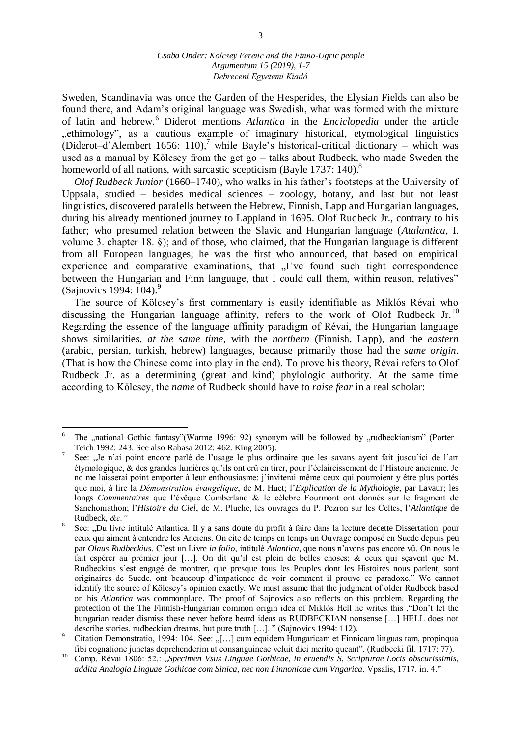Sweden, Scandinavia was once the Garden of the Hesperides, the Elysian Fields can also be found there, and Adam's original language was Swedish, what was formed with the mixture of latin and hebrew.[6] Diderot mentions *Atlantica* in the *Enciclopedia* under the article „ethimology", as a cautious example of imaginary historical, etymological linguistics (Diderot–d'Alembert 1656: 110),[7] while Bayle's historical-critical dictionary – which was used as a manual by Kölcsey from the get go – talks about Rudbeck, who made Sweden the homeworld of all nations, with sarcastic scepticism (Bayle 1737: 140).[8]

*Olof Rudbeck Junior* (1660–1740), who walks in his father's footsteps at the University of Uppsala, studied – besides medical sciences – zoology, botany, and last but not least linguistics, discovered paralells between the Hebrew, Finnish, Lapp and Hungarian languages, during his already mentioned journey to Lappland in 1695. Olof Rudbeck Jr., contrary to his father; who presumed relation between the Slavic and Hungarian language (*Atalantica*, I. volume 3. chapter 18. §); and of those, who claimed, that the Hungarian language is different from all European languages; he was the first who announced, that based on empirical experience and comparative examinations, that „I've found such tight correspondence between the Hungarian and Finn language, that I could call them, within reason, relatives" (Sajnovics 1994: 104).[9]

The source of Kölcsey's first commentary is easily identifiable as Miklós Révai who discussing the Hungarian language affinity, refers to the work of Olof Rudbeck Jr.[10] Regarding the essence of the language affinity paradigm of Révai, the Hungarian language shows similarities, *at the same time*, with the *northern* (Finnish, Lapp), and the *eastern* (arabic, persian, turkish, hebrew) languages, because primarily those had the *same origin*. (That is how the Chinese come into play in the end). To prove his theory, Révai refers to Olof Rudbeck Jr. as a determining (great and kind) phylologic authority. At the same time according to Kölcsey, the *name* of Rudbeck should have to *raise fear* in a real scholar:

---

[6] The „national Gothic fantasy"(Warme 1996: 92) synonym will be followed by „rudbeckianism" (Porter–Teich 1992: 243. See also Rabasa 2012: 462. King 2005).

[7] See: „Je n'ai point encore parlé de l'usage le plus ordinaire que les savans ayent fait jusqu'ici de l'art étymologique, & des grandes lumières qu'ils ont crû en tirer, pour l'éclaircissement de l'Histoire ancienne. Je ne me laisserai point emporter à leur enthousiasme: j'inviterai même ceux qui pourroient y être plus portés que moi, à lire la *Démonstration évangélique*, de M. Huet; l'*Explication de la Mythologie*, par Lavaur; les longs *Commentaires* que l'évêque Cumberland & le célebre Fourmont ont donnés sur le fragment de Sanchoniathon; l'*Histoire du Ciel*, de M. Pluche, les ouvrages du P. Pezron sur les Celtes, l'*Atlantique* de Rudbeck, *&c."*

[8] See: „Du livre intitulé Atlantica. Il y a sans doute du profit à faire dans la lecture decette Dissertation, pour ceux qui aiment à entendre les Anciens. On cite de temps en temps un Ouvrage composé en Suede depuis peu par *Olaus Rudbeckius*. C'est un Livre *in folio*, intitulé *Atlantica*, que nous n'avons pas encore vû. On nous le fait espérer au prémier jour […]. On dit qu'il est plein de belles choses; & ceux qui sçavent que M. Rudbeckius s'est engagé de montrer, que presque tous les Peuples dont les Histoires nous parlent, sont originaires de Suede, ont beaucoup d'impatience de voir comment il prouve ce paradoxe." We cannot identify the source of Kölcsey's opinion exactly. We must assume that the judgment of older Rudbeck based on his *Atlantica* was commonplace. The proof of Sajnovics also reflects on this problem. Regarding the protection of the The Finnish-Hungarian common origin idea of Miklós Hell he writes this ,"Don't let the hungarian reader dismiss these never before heard ideas as RUDBECKIAN nonsense […] HELL does not describe stories, rudbeckian dreams, but pure truth […]. " (Sajnovics 1994: 112).

[9] Citation Demonstratio, 1994: 104. See: „[…] cum equidem Hungaricam et Finnicam linguas tam, propinqua fibi cognatione junctas deprehenderim ut consanguineae veluit dici merito queant". (Rudbecki fil. 1717: 77).

[10] Comp. Révai 1806: 52.: „*Specimen Vsus Linguae Gothicae, in eruendis S. Scripturae Locis obscurissimis, addita Analogia Linguae Gothicae com Sinica, nec non Finnonicae cum Vngarica*, Vpsalis, 1717. in. 4."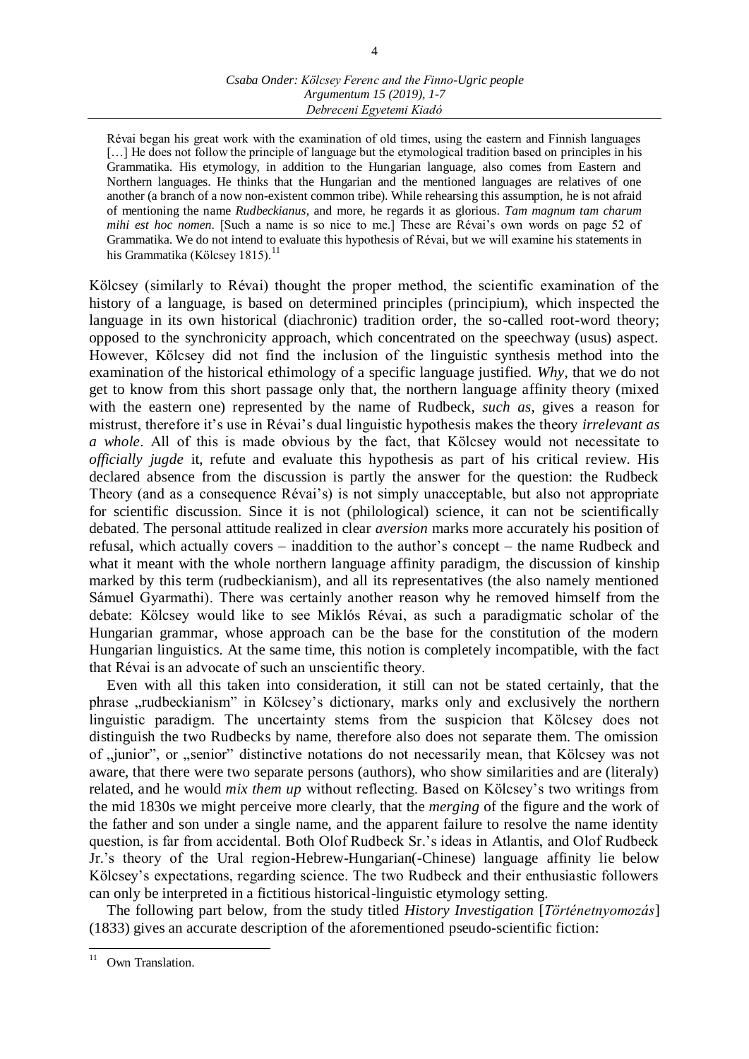> Révai began his great work with the examination of old times, using the eastern and Finnish languages [...] He does not follow the principle of language but the etymological tradition based on principles in his Grammatika. His etymology, in addition to the Hungarian language, also comes from Eastern and Northern languages. He thinks that the Hungarian and the mentioned languages are relatives of one another (a branch of a now non-existent common tribe). While rehearsing this assumption, he is not afraid of mentioning the name *Rudbeckianus*, and more, he regards it as glorious. *Tam magnum tam charum mihi est hoc nomen*. [Such a name is so nice to me.] These are Révai's own words on page 52 of Grammatika. We do not intend to evaluate this hypothesis of Révai, but we will examine his statements in his Grammatika (Kölcsey 1815).[11]

Kölcsey (similarly to Révai) thought the proper method, the scientific examination of the history of a language, is based on determined principles (principium), which inspected the language in its own historical (diachronic) tradition order, the so-called root-word theory; opposed to the synchronicity approach, which concentrated on the speechway (usus) aspect. However, Kölcsey did not find the inclusion of the linguistic synthesis method into the examination of the historical ethimology of a specific language justified. *Why*, that we do not get to know from this short passage only that, the northern language affinity theory (mixed with the eastern one) represented by the name of Rudbeck, *such as*, gives a reason for mistrust, therefore it's use in Révai's dual linguistic hypothesis makes the theory *irrelevant as a whole*. All of this is made obvious by the fact, that Kölcsey would not necessitate to *officially jugde* it, refute and evaluate this hypothesis as part of his critical review. His declared absence from the discussion is partly the answer for the question: the Rudbeck Theory (and as a consequence Révai's) is not simply unacceptable, but also not appropriate for scientific discussion. Since it is not (philological) science, it can not be scientifically debated. The personal attitude realized in clear *aversion* marks more accurately his position of refusal, which actually covers – inaddition to the author's concept – the name Rudbeck and what it meant with the whole northern language affinity paradigm, the discussion of kinship marked by this term (rudbeckianism), and all its representatives (the also namely mentioned Sámuel Gyarmathi). There was certainly another reason why he removed himself from the debate: Kölcsey would like to see Miklós Révai, as such a paradigmatic scholar of the Hungarian grammar, whose approach can be the base for the constitution of the modern Hungarian linguistics. At the same time, this notion is completely incompatible, with the fact that Révai is an advocate of such an unscientific theory.

Even with all this taken into consideration, it still can not be stated certainly, that the phrase „rudbeckianism" in Kölcsey's dictionary, marks only and exclusively the northern linguistic paradigm. The uncertainty stems from the suspicion that Kölcsey does not distinguish the two Rudbecks by name, therefore also does not separate them. The omission of „junior", or „senior" distinctive notations do not necessarily mean, that Kölcsey was not aware, that there were two separate persons (authors), who show similarities and are (literaly) related, and he would *mix them up* without reflecting. Based on Kölcsey's two writings from the mid 1830s we might perceive more clearly, that the *merging* of the figure and the work of the father and son under a single name, and the apparent failure to resolve the name identity question, is far from accidental. Both Olof Rudbeck Sr.'s ideas in Atlantis, and Olof Rudbeck Jr.'s theory of the Ural region-Hebrew-Hungarian(-Chinese) language affinity lie below Kölcsey's expectations, regarding science. The two Rudbeck and their enthusiastic followers can only be interpreted in a fictitious historical-linguistic etymology setting.

The following part below, from the study titled *History Investigation* [*Történetnyomozás*] (1833) gives an accurate description of the aforementioned pseudo-scientific fiction:

---

[11] Own Translation.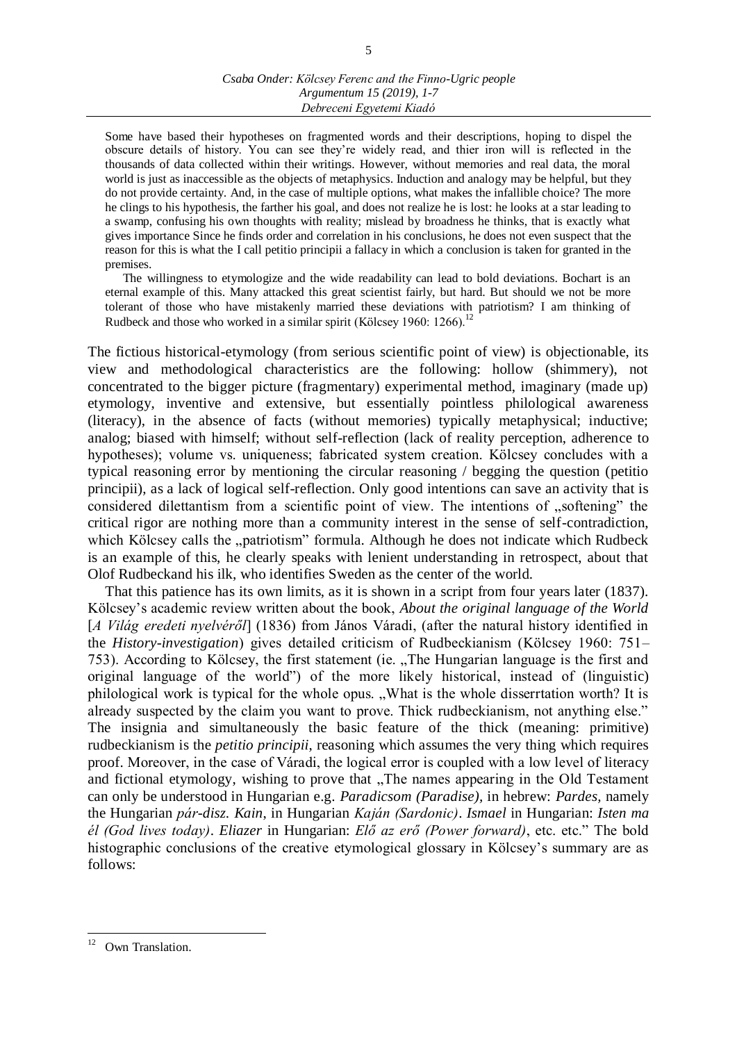Some have based their hypotheses on fragmented words and their descriptions, hoping to dispel the obscure details of history. You can see they're widely read, and thier iron will is reflected in the thousands of data collected within their writings. However, without memories and real data, the moral world is just as inaccessible as the objects of metaphysics. Induction and analogy may be helpful, but they do not provide certainty. And, in the case of multiple options, what makes the infallible choice? The more he clings to his hypothesis, the farther his goal, and does not realize he is lost: he looks at a star leading to a swamp, confusing his own thoughts with reality; mislead by broadness he thinks, that is exactly what gives importance Since he finds order and correlation in his conclusions, he does not even suspect that the reason for this is what the I call petitio principii a fallacy in which a conclusion is taken for granted in the premises.

The willingness to etymologize and the wide readability can lead to bold deviations. Bochart is an eternal example of this. Many attacked this great scientist fairly, but hard. But should we not be more tolerant of those who have mistakenly married these deviations with patriotism? I am thinking of Rudbeck and those who worked in a similar spirit (Kölcsey 1960: 1266).[12]

The fictious historical-etymology (from serious scientific point of view) is objectionable, its view and methodological characteristics are the following: hollow (shimmery), not concentrated to the bigger picture (fragmentary) experimental method, imaginary (made up) etymology, inventive and extensive, but essentially pointless philological awareness (literacy), in the absence of facts (without memories) typically metaphysical; inductive; analog; biased with himself; without self-reflection (lack of reality perception, adherence to hypotheses); volume vs. uniqueness; fabricated system creation. Kölcsey concludes with a typical reasoning error by mentioning the circular reasoning / begging the question (petitio principii), as a lack of logical self-reflection. Only good intentions can save an activity that is considered dilettantism from a scientific point of view. The intentions of „softening" the critical rigor are nothing more than a community interest in the sense of self-contradiction, which Kölcsey calls the „patriotism" formula. Although he does not indicate which Rudbeck is an example of this, he clearly speaks with lenient understanding in retrospect, about that Olof Rudbeckand his ilk, who identifies Sweden as the center of the world.

That this patience has its own limits, as it is shown in a script from four years later (1837). Kölcsey's academic review written about the book, *About the original language of the World* [*A Világ eredeti nyelvéről*] (1836) from János Váradi, (after the natural history identified in the *History-investigation*) gives detailed criticism of Rudbeckianism (Kölcsey 1960: 751–753). According to Kölcsey, the first statement (ie. „The Hungarian language is the first and original language of the world") of the more likely historical, instead of (linguistic) philological work is typical for the whole opus. „What is the whole disserrtation worth? It is already suspected by the claim you want to prove. Thick rudbeckianism, not anything else." The insignia and simultaneously the basic feature of the thick (meaning: primitive) rudbeckianism is the *petitio principii*, reasoning which assumes the very thing which requires proof. Moreover, in the case of Váradi, the logical error is coupled with a low level of literacy and fictional etymology, wishing to prove that „The names appearing in the Old Testament can only be understood in Hungarian e.g. *Paradicsom (Paradise),* in hebrew: *Pardes,* namely the Hungarian *pár-disz. Kain*, in Hungarian *Kaján (Sardonic)*. *Ismael* in Hungarian: *Isten ma él (God lives today)*. *Eliazer* in Hungarian: *Elő az erő (Power forward)*, etc. etc." The bold histographic conclusions of the creative etymological glossary in Kölcsey's summary are as follows:

[12] Own Translation.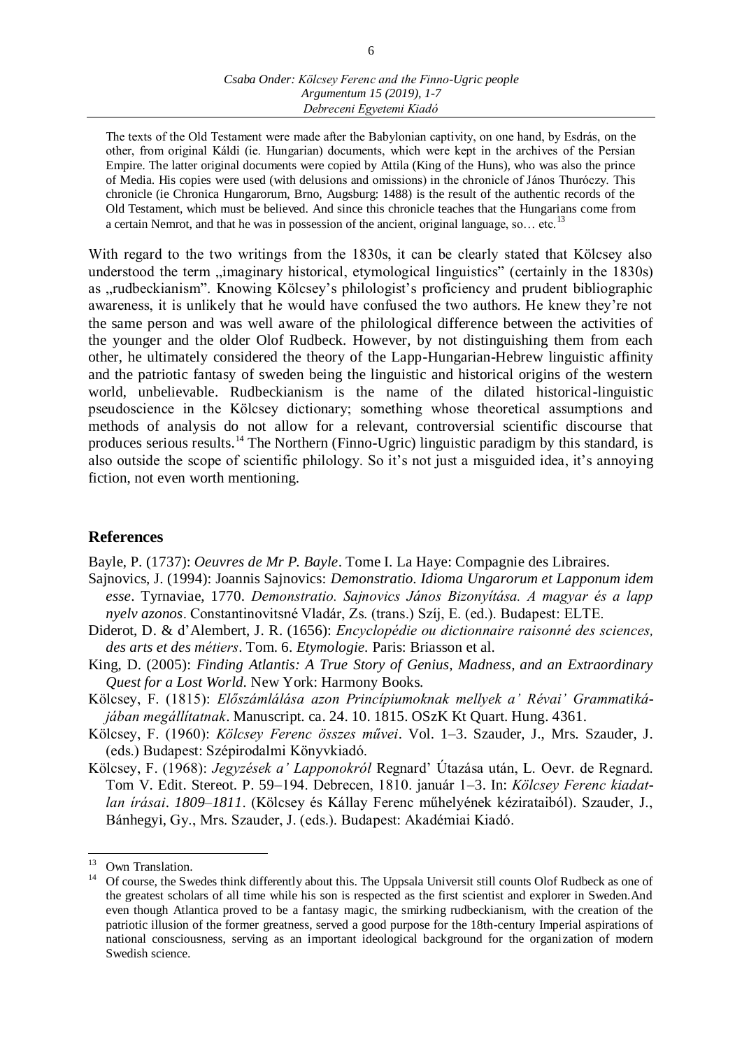> The texts of the Old Testament were made after the Babylonian captivity, on one hand, by Esdrás, on the other, from original Káldi (ie. Hungarian) documents, which were kept in the archives of the Persian Empire. The latter original documents were copied by Attila (King of the Huns), who was also the prince of Media. His copies were used (with delusions and ommissions) in the chronicle of János Thuróczy. This chronicle (ie Chronica Hungarorum, Brno, Augsburg: 1488) is the result of the authentic records of the Old Testament, which must be believed. And since this chronicle teaches that the Hungarians come from a certain Nemrot, and that he was in possession of the ancient, original language, so… etc.[13]

With regard to the two writings from the 1830s, it can be clearly stated that Kölcsey also understood the term „imaginary historical, etymological linguistics" (certainly in the 1830s) as „rudbeckianism". Knowing Kölcsey's philologist's proficiency and prudent bibliographic awareness, it is unlikely that he would have confused the two authors. He knew they're not the same person and was well aware of the philological difference between the activities of the younger and the older Olof Rudbeck. However, by not distinguishing them from each other, he ultimately considered the theory of the Lapp-Hungarian-Hebrew linguistic affinity and the patriotic fantasy of sweden being the linguistic and historical origins of the western world, unbelievable. Rudbeckianism is the name of the dilated historical-linguistic pseudoscience in the Kölcsey dictionary; something whose theoretical assumptions and methods of analysis do not allow for a relevant, controversial scientific discourse that produces serious results.[14] The Northern (Finno-Ugric) linguistic paradigm by this standard, is also outside the scope of scientific philology. So it's not just a misguided idea, it's annoying fiction, not even worth mentioning.

## References

Bayle, P. (1737): *Oeuvres de Mr P. Bayle*. Tome I. La Haye: Compagnie des Libraires.

Sajnovics, J. (1994): Joannis Sajnovics: *Demonstratio. Idioma Ungarorum et Lapponum idem esse*. Tyrnaviae, 1770. *Demonstratio. Sajnovics János Bizonyítása. A magyar és a lapp nyelv azonos*. Constantinovitsné Vladár, Zs. (trans.) Szíj, E. (ed.). Budapest: ELTE.

Diderot, D. & d'Alembert, J. R. (1656): *Encyclopédie ou dictionnaire raisonné des sciences, des arts et des métiers*. Tom. 6. *Etymologie*. Paris: Briasson et al.

King, D. (2005): *Finding Atlantis: A True Story of Genius, Madness, and an Extraordinary Quest for a Lost World*. New York: Harmony Books.

Kölcsey, F. (1815): *Előszámlálása azon Principiumoknak mellyek a' Révai' Grammatikájában megállítatnak*. Manuscript. ca. 24. 10. 1815. OSzK Kt Quart. Hung. 4361.

Kölcsey, F. (1960): *Kölcsey Ferenc összes művei*. Vol. 1–3. Szauder, J., Mrs. Szauder, J. (eds.) Budapest: Szépirodalmi Könyvkiadó.

Kölcsey, F. (1968): *Jegyzések a' Lapponokról* Regnard' Útazása után, L. Oevr. de Regnard. Tom V. Edit. Stereot. P. 59–194. Debrecen, 1810. január 1–3. In: *Kölcsey Ferenc kiadatlan írásai. 1809–1811*. (Kölcsey és Kállay Ferenc műhelyének kézirataiból). Szauder, J., Bánhegyi, Gy., Mrs. Szauder, J. (eds.). Budapest: Akadémiai Kiadó.

---

[13] Own Translation.

[14] Of course, the Swedes think differently about this. The Uppsala Universit still counts Olof Rudbeck as one of the greatest scholars of all time while his son is respected as the first scientist and explorer in Sweden.And even though Atlantica proved to be a fantasy magic, the smirking rudbeckianism, with the creation of the patriotic illusion of the former greatness, served a good purpose for the 18th-century Imperial aspirations of national consciousness, serving as an important ideological background for the organization of modern Swedish science.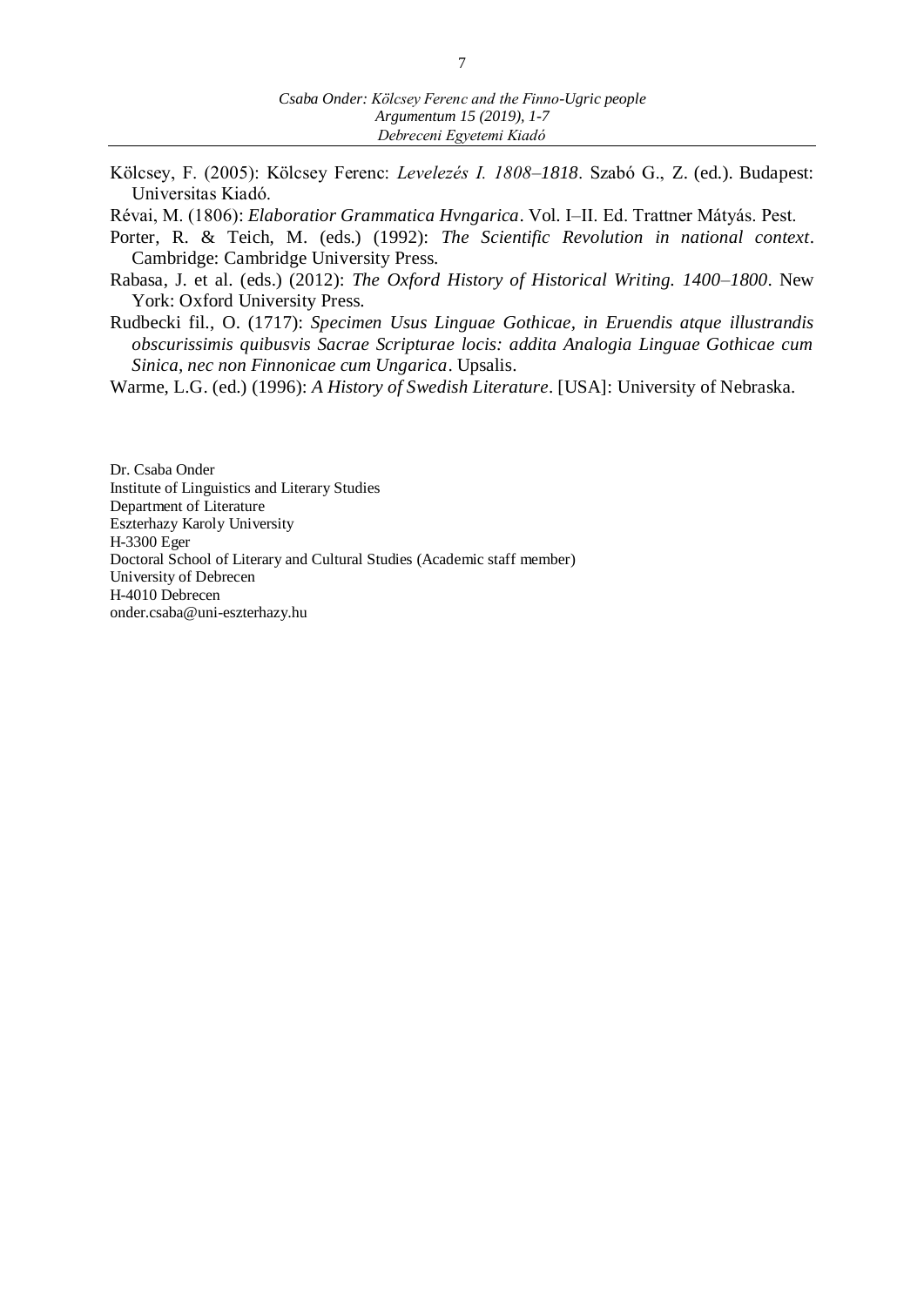Kölcsey, F. (2005): Kölcsey Ferenc: *Levelezés I. 1808–1818*. Szabó G., Z. (ed.). Budapest: Universitas Kiadó.

Révai, M. (1806): *Elaboratior Grammatica Hvngarica*. Vol. I–II. Ed. Trattner Mátyás. Pest.

Porter, R. & Teich, M. (eds.) (1992): *The Scientific Revolution in national context*. Cambridge: Cambridge University Press.

Rabasa, J. et al. (eds.) (2012): *The Oxford History of Historical Writing. 1400–1800*. New York: Oxford University Press.

Rudbecki fil., O. (1717): *Specimen Usus Linguae Gothicae, in Eruendis atque illustrandis obscurissimis quibusvis Sacrae Scripturae locis: addita Analogia Linguae Gothicae cum Sinica, nec non Finnonicae cum Ungarica*. Upsalis.

Warme, L.G. (ed.) (1996): *A History of Swedish Literature*. [USA]: University of Nebraska.

Dr. Csaba Onder
Institute of Linguistics and Literary Studies
Department of Literature
Eszterhazy Karoly University
H-3300 Eger
Doctoral School of Literary and Cultural Studies (Academic staff member)
University of Debrecen
H-4010 Debrecen
onder.csaba@uni-eszterhazy.hu